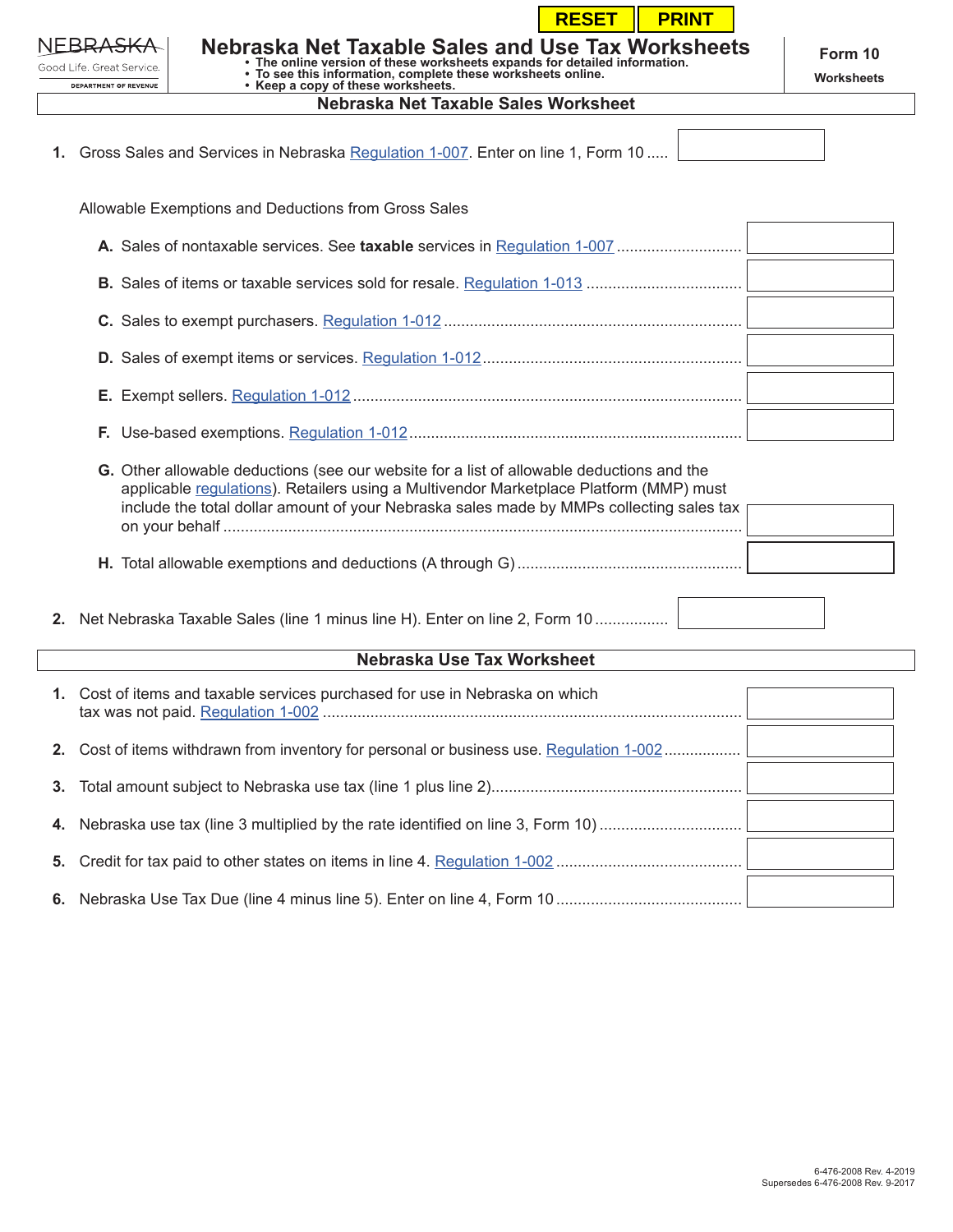RESET PRINT

NEBRASKA
Good Life. Great Service.
DEPARTMENT OF REVENUE

# Nebraska Net Taxable Sales and Use Tax Worksheets

**Form 10**

**Worksheets**

- **The online version of these worksheets expands for detailed information.**
- **To see this information, complete these worksheets online.**
- **Keep a copy of these worksheets.**

## Nebraska Net Taxable Sales Worksheet

**1.** Gross Sales and Services in Nebraska Regulation 1-007. Enter on line 1, Form 10 ..... ______

Allowable Exemptions and Deductions from Gross Sales

**A.** Sales of nontaxable services. See **taxable** services in Regulation 1-007 ............ ______

**B.** Sales of items or taxable services sold for resale. Regulation 1-013 ............ ______

**C.** Sales to exempt purchasers. Regulation 1-012 ............ ______

**D.** Sales of exempt items or services. Regulation 1-012 ............ ______

**E.** Exempt sellers. Regulation 1-012 ............ ______

**F.** Use-based exemptions. Regulation 1-012 ............ ______

**G.** Other allowable deductions (see our website for a list of allowable deductions and the applicable regulations). Retailers using a Multivendor Marketplace Platform (MMP) must include the total dollar amount of your Nebraska sales made by MMPs collecting sales tax on your behalf ............ ______

**H.** Total allowable exemptions and deductions (A through G) ............ ______

**2.** Net Nebraska Taxable Sales (line 1 minus line H). Enter on line 2, Form 10 ............ ______

## Nebraska Use Tax Worksheet

**1.** Cost of items and taxable services purchased for use in Nebraska on which tax was not paid. Regulation 1-002 ............ ______

**2.** Cost of items withdrawn from inventory for personal or business use. Regulation 1-002 ............ ______

**3.** Total amount subject to Nebraska use tax (line 1 plus line 2) ............ ______

**4.** Nebraska use tax (line 3 multiplied by the rate identified on line 3, Form 10) ............ ______

**5.** Credit for tax paid to other states on items in line 4. Regulation 1-002 ............ ______

**6.** Nebraska Use Tax Due (line 4 minus line 5). Enter on line 4, Form 10 ............ ______

6-476-2008 Rev. 4-2019
Supersedes 6-476-2008 Rev. 9-2017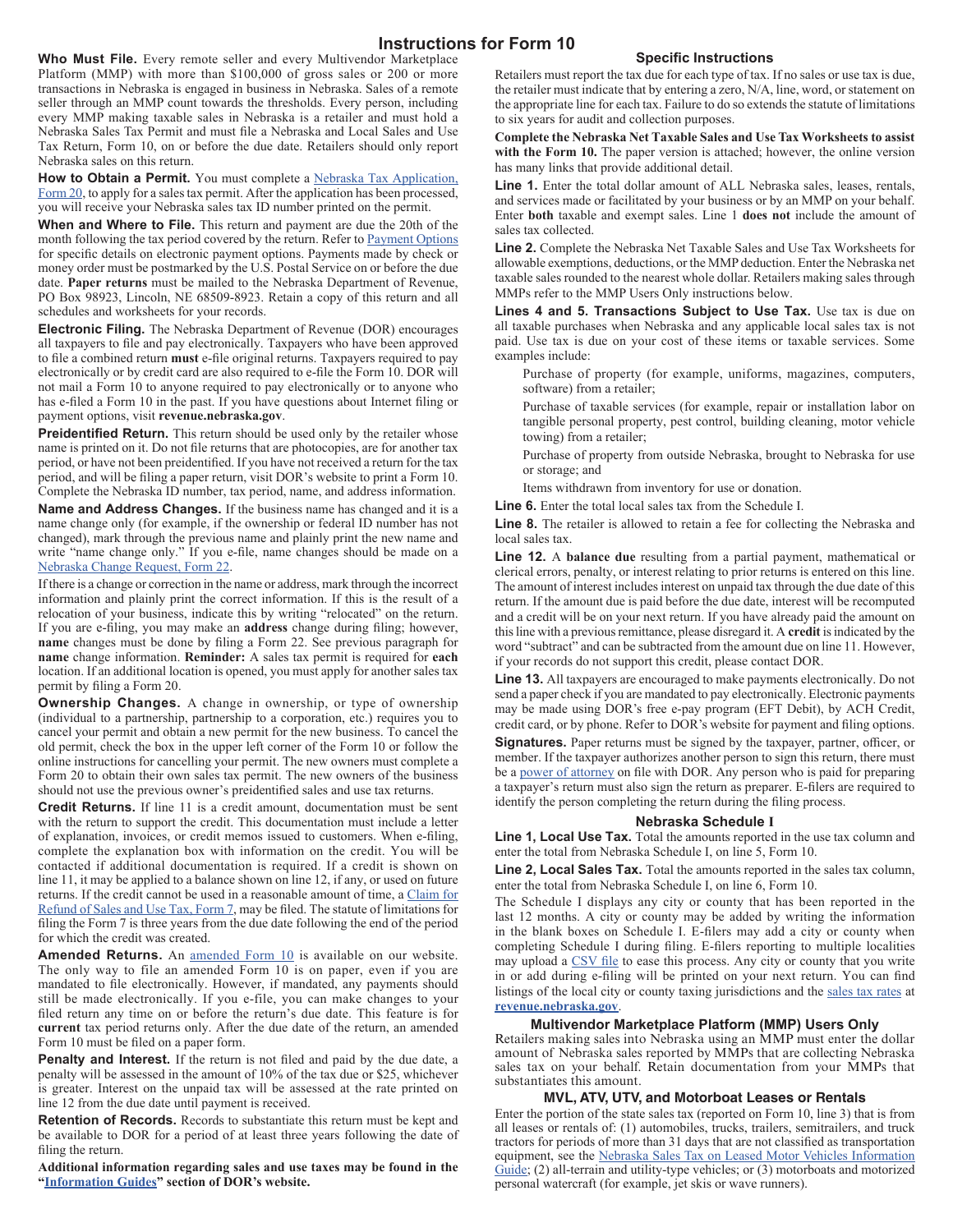# Instructions for Form 10

**Who Must File.** Every remote seller and every Multivendor Marketplace Platform (MMP) with more than $100,000 of gross sales or 200 or more transactions in Nebraska is engaged in business in Nebraska. Sales of a remote seller through an MMP count towards the thresholds. Every person, including every MMP making taxable sales in Nebraska is a retailer and must hold a Nebraska Sales Tax Permit and must file a Nebraska and Local Sales and Use Tax Return, Form 10, on or before the due date. Retailers should only report Nebraska sales on this return.

**How to Obtain a Permit.** You must complete a Nebraska Tax Application, Form 20, to apply for a sales tax permit. After the application has been processed, you will receive your Nebraska sales tax ID number printed on the permit.

**When and Where to File.** This return and payment are due the 20th of the month following the tax period covered by the return. Refer to Payment Options for specific details on electronic payment options. Payments made by check or money order must be postmarked by the U.S. Postal Service on or before the due date. **Paper returns** must be mailed to the Nebraska Department of Revenue, PO Box 98923, Lincoln, NE 68509-8923. Retain a copy of this return and all schedules and worksheets for your records.

**Electronic Filing.** The Nebraska Department of Revenue (DOR) encourages all taxpayers to file and pay electronically. Taxpayers who have been approved to file a combined return **must** e-file original returns. Taxpayers required to pay electronically or by credit card are also required to e-file the Form 10. DOR will not mail a Form 10 to anyone required to pay electronically or to anyone who has e-filed a Form 10 in the past. If you have questions about Internet filing or payment options, visit **revenue.nebraska.gov**.

**Preidentified Return.** This return should be used only by the retailer whose name is printed on it. Do not file returns that are photocopies, are for another tax period, or have not been preidentified. If you have not received a return for the tax period, and will be filing a paper return, visit DOR's website to print a Form 10. Complete the Nebraska ID number, tax period, name, and address information.

**Name and Address Changes.** If the business name has changed and it is a name change only (for example, if the ownership or federal ID number has not changed), mark through the previous name and plainly print the new name and write "name change only." If you e-file, name changes should be made on a Nebraska Change Request, Form 22.

If there is a change or correction in the name or address, mark through the incorrect information and plainly print the correct information. If this is the result of a relocation of your business, indicate this by writing "relocated" on the return. If you are e-filing, you may make an **address** change during filing; however, **name** changes must be done by filing a Form 22. See previous paragraph for **name** change information. **Reminder:** A sales tax permit is required for **each** location. If an additional location is opened, you must apply for another sales tax permit by filing a Form 20.

**Ownership Changes.** A change in ownership, or type of ownership (individual to a partnership, partnership to a corporation, etc.) requires you to cancel your permit and obtain a new permit for the new business. To cancel the old permit, check the box in the upper left corner of the Form 10 or follow the online instructions for cancelling your permit. The new owners must complete a Form 20 to obtain their own sales tax permit. The new owners of the business should not use the previous owner's preidentified sales and use tax returns.

**Credit Returns.** If line 11 is a credit amount, documentation must be sent with the return to support the credit. This documentation must include a letter of explanation, invoices, or credit memos issued to customers. When e-filing, complete the explanation box with information on the credit. You will be contacted if additional documentation is required. If a credit is shown on line 11, it may be applied to a balance shown on line 12, if any, or used on future returns. If the credit cannot be used in a reasonable amount of time, a Claim for Refund of Sales and Use Tax, Form 7, may be filed. The statute of limitations for filing the Form 7 is three years from the due date following the end of the period for which the credit was created.

**Amended Returns.** An amended Form 10 is available on our website. The only way to file an amended Form 10 is on paper, even if you are mandated to file electronically. However, if mandated, any payments should still be made electronically. If you e-file, you can make changes to your filed return any time on or before the return's due date. This feature is for **current** tax period returns only. After the due date of the return, an amended Form 10 must be filed on a paper form.

**Penalty and Interest.** If the return is not filed and paid by the due date, a penalty will be assessed in the amount of 10% of the tax due or $25, whichever is greater. Interest on the unpaid tax will be assessed at the rate printed on line 12 from the due date until payment is received.

**Retention of Records.** Records to substantiate this return must be kept and be available to DOR for a period of at least three years following the date of filing the return.

**Additional information regarding sales and use taxes may be found in the "Information Guides" section of DOR's website.**

## Specific Instructions

Retailers must report the tax due for each type of tax. If no sales or use tax is due, the retailer must indicate that by entering a zero, N/A, line, word, or statement on the appropriate line for each tax. Failure to do so extends the statute of limitations to six years for audit and collection purposes.

**Complete the Nebraska Net Taxable Sales and Use Tax Worksheets to assist with the Form 10.** The paper version is attached; however, the online version has many links that provide additional detail.

**Line 1.** Enter the total dollar amount of ALL Nebraska sales, leases, rentals, and services made or facilitated by your business or by an MMP on your behalf. Enter **both** taxable and exempt sales. Line 1 **does not** include the amount of sales tax collected.

**Line 2.** Complete the Nebraska Net Taxable Sales and Use Tax Worksheets for allowable exemptions, deductions, or the MMP deduction. Enter the Nebraska net taxable sales rounded to the nearest whole dollar. Retailers making sales through MMPs refer to the MMP Users Only instructions below.

**Lines 4 and 5. Transactions Subject to Use Tax.** Use tax is due on all taxable purchases when Nebraska and any applicable local sales tax is not paid. Use tax is due on your cost of these items or taxable services. Some examples include:

- Purchase of property (for example, uniforms, magazines, computers, software) from a retailer;
- Purchase of taxable services (for example, repair or installation labor on tangible personal property, pest control, building cleaning, motor vehicle towing) from a retailer;
- Purchase of property from outside Nebraska, brought to Nebraska for use or storage; and
- Items withdrawn from inventory for use or donation.

**Line 6.** Enter the total local sales tax from the Schedule I.

**Line 8.** The retailer is allowed to retain a fee for collecting the Nebraska and local sales tax.

**Line 12.** A **balance due** resulting from a partial payment, mathematical or clerical errors, penalty, or interest relating to prior returns is entered on this line. The amount of interest includes interest on unpaid tax through the due date of this return. If the amount due is paid before the due date, interest will be recomputed and a credit will be on your next return. If you have already paid the amount on this line with a previous remittance, please disregard it. A **credit** is indicated by the word "subtract" and can be subtracted from the amount due on line 11. However, if your records do not support this credit, please contact DOR.

**Line 13.** All taxpayers are encouraged to make payments electronically. Do not send a paper check if you are mandated to pay electronically. Electronic payments may be made using DOR's free e-pay program (EFT Debit), by ACH Credit, credit card, or by phone. Refer to DOR's website for payment and filing options.

**Signatures.** Paper returns must be signed by the taxpayer, partner, officer, or member. If the taxpayer authorizes another person to sign this return, there must be a power of attorney on file with DOR. Any person who is paid for preparing a taxpayer's return must also sign the return as preparer. E-filers are required to identify the person completing the return during the filing process.

## Nebraska Schedule I

**Line 1, Local Use Tax.** Total the amounts reported in the use tax column and enter the total from Nebraska Schedule I, on line 5, Form 10.

**Line 2, Local Sales Tax.** Total the amounts reported in the sales tax column, enter the total from Nebraska Schedule I, on line 6, Form 10.

The Schedule I displays any city or county that has been reported in the last 12 months. A city or county may be added by writing the information in the blank boxes on Schedule I. E-filers may add a city or county when completing Schedule I during filing. E-filers reporting to multiple localities may upload a CSV file to ease this process. Any city or county that you write in or add during e-filing will be printed on your next return. You can find listings of the local city or county taxing jurisdictions and the sales tax rates at **revenue.nebraska.gov**.

## Multivendor Marketplace Platform (MMP) Users Only

Retailers making sales into Nebraska using an MMP must enter the dollar amount of Nebraska sales reported by MMPs that are collecting Nebraska sales tax on your behalf. Retain documentation from your MMPs that substantiates this amount.

## MVL, ATV, UTV, and Motorboat Leases or Rentals

Enter the portion of the state sales tax (reported on Form 10, line 3) that is from all leases or rentals of: (1) automobiles, trucks, trailers, semitrailers, and truck tractors for periods of more than 31 days that are not classified as transportation equipment, see the Nebraska Sales Tax on Leased Motor Vehicles Information Guide; (2) all-terrain and utility-type vehicles; or (3) motorboats and motorized personal watercraft (for example, jet skis or wave runners).